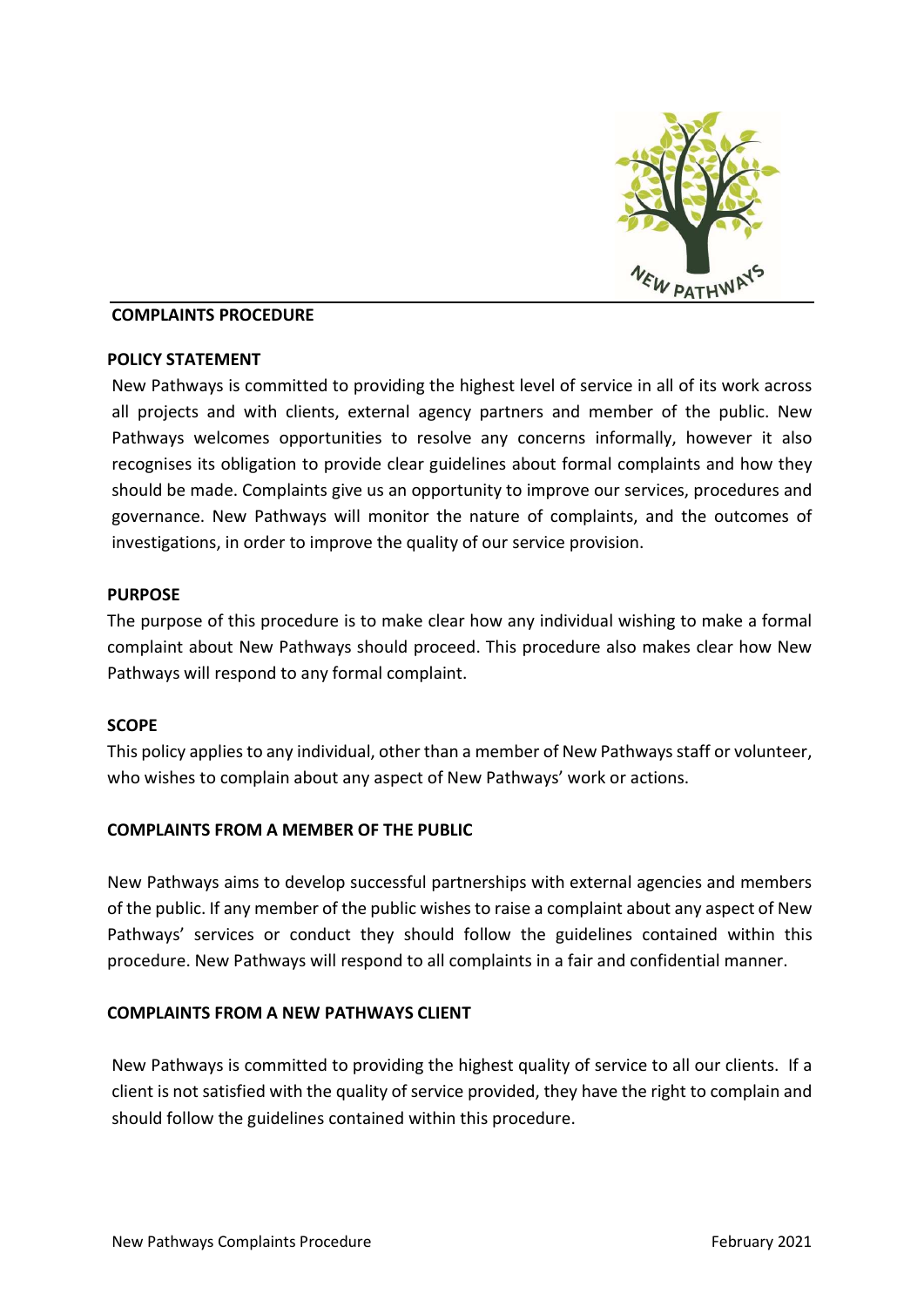# COMPLAINTS PROCEDURE

## POLICY STATEMENT

New Pathways is committed to providing the highest level of service in all of its work across all projects and with clients, external agency partners and member of the public. New Pathways welcomes opportunities to resolve any concerns informally, however it also recognises its obligation to provide clear guidelines about formal complaints and how they should be made. Complaints give us an opportunity to improve our services, procedures and governance. New Pathways will monitor the nature of complaints, and the outcomes of investigations, in order to improve the quality of our service provision.

## PURPOSE

The purpose of this procedure is to make clear how any individual wishing to make a formal complaint about New Pathways should proceed. This procedure also makes clear how New Pathways will respond to any formal complaint.

## SCOPE

This policy applies to any individual, other than a member of New Pathways staff or volunteer, who wishes to complain about any aspect of New Pathways' work or actions.

## COMPLAINTS FROM A MEMBER OF THE PUBLIC

New Pathways aims to develop successful partnerships with external agencies and members of the public. If any member of the public wishes to raise a complaint about any aspect of New Pathways' services or conduct they should follow the guidelines contained within this procedure. New Pathways will respond to all complaints in a fair and confidential manner.

## COMPLAINTS FROM A NEW PATHWAYS CLIENT

New Pathways is committed to providing the highest quality of service to all our clients. If a client is not satisfied with the quality of service provided, they have the right to complain and should follow the guidelines contained within this procedure.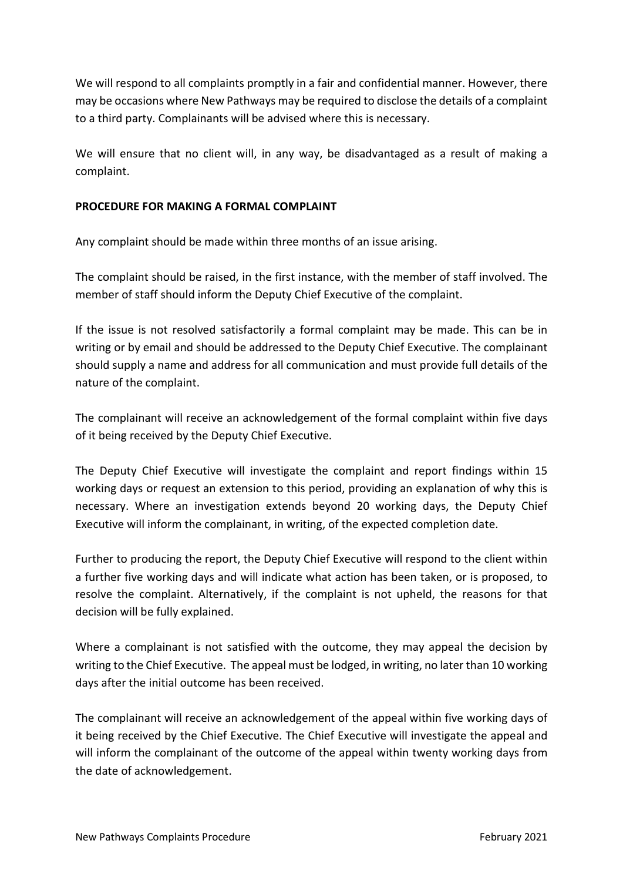We will respond to all complaints promptly in a fair and confidential manner. However, there may be occasions where New Pathways may be required to disclose the details of a complaint to a third party. Complainants will be advised where this is necessary.

We will ensure that no client will, in any way, be disadvantaged as a result of making a complaint.

**PROCEDURE FOR MAKING A FORMAL COMPLAINT**

Any complaint should be made within three months of an issue arising.

The complaint should be raised, in the first instance, with the member of staff involved. The member of staff should inform the Deputy Chief Executive of the complaint.

If the issue is not resolved satisfactorily a formal complaint may be made. This can be in writing or by email and should be addressed to the Deputy Chief Executive. The complainant should supply a name and address for all communication and must provide full details of the nature of the complaint.

The complainant will receive an acknowledgement of the formal complaint within five days of it being received by the Deputy Chief Executive.

The Deputy Chief Executive will investigate the complaint and report findings within 15 working days or request an extension to this period, providing an explanation of why this is necessary. Where an investigation extends beyond 20 working days, the Deputy Chief Executive will inform the complainant, in writing, of the expected completion date.

Further to producing the report, the Deputy Chief Executive will respond to the client within a further five working days and will indicate what action has been taken, or is proposed, to resolve the complaint. Alternatively, if the complaint is not upheld, the reasons for that decision will be fully explained.

Where a complainant is not satisfied with the outcome, they may appeal the decision by writing to the Chief Executive. The appeal must be lodged, in writing, no later than 10 working days after the initial outcome has been received.

The complainant will receive an acknowledgement of the appeal within five working days of it being received by the Chief Executive. The Chief Executive will investigate the appeal and will inform the complainant of the outcome of the appeal within twenty working days from the date of acknowledgement.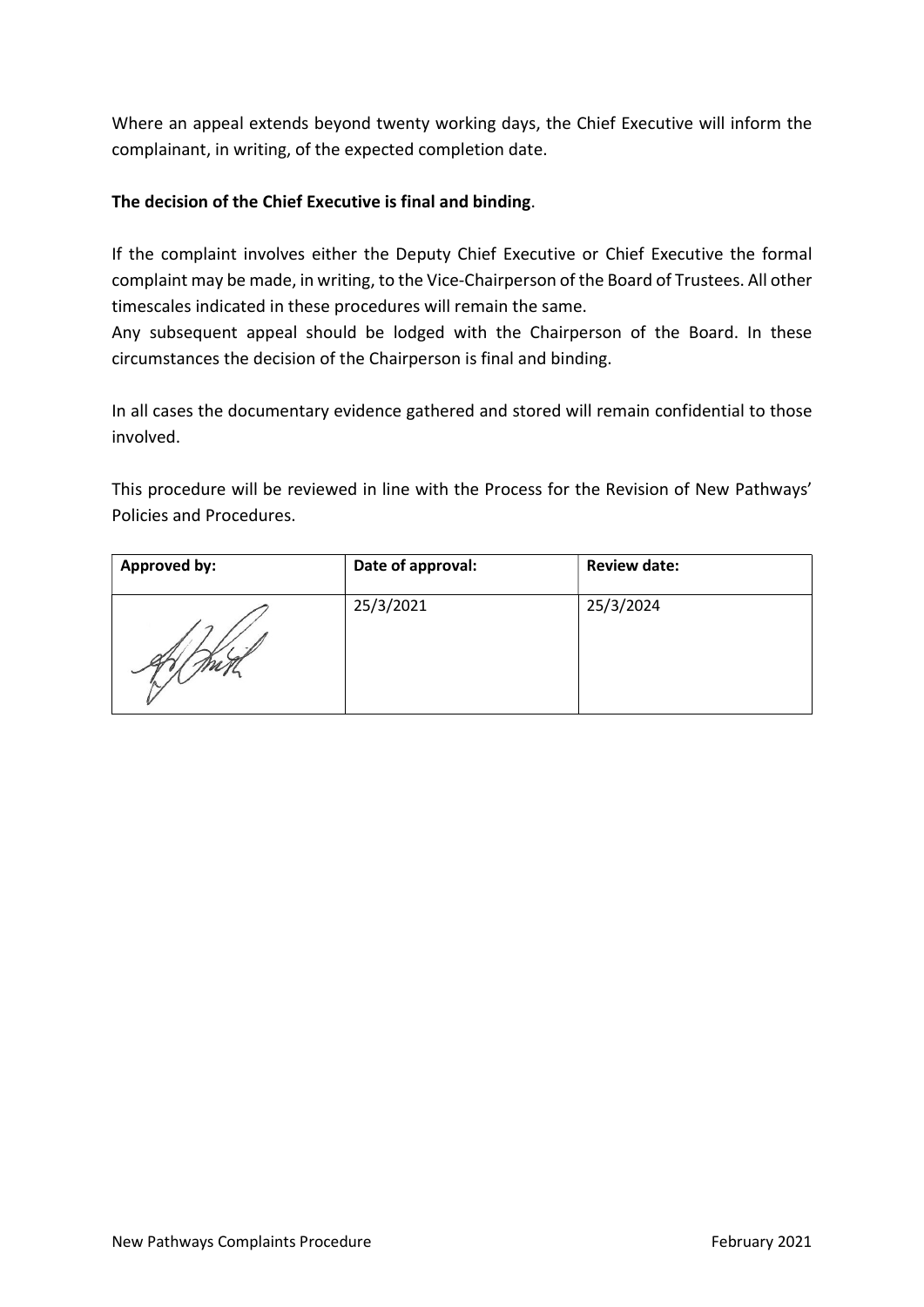Where an appeal extends beyond twenty working days, the Chief Executive will inform the complainant, in writing, of the expected completion date.

**The decision of the Chief Executive is final and binding**.

If the complaint involves either the Deputy Chief Executive or Chief Executive the formal complaint may be made, in writing, to the Vice-Chairperson of the Board of Trustees. All other timescales indicated in these procedures will remain the same.
Any subsequent appeal should be lodged with the Chairperson of the Board. In these circumstances the decision of the Chairperson is final and binding.

In all cases the documentary evidence gathered and stored will remain confidential to those involved.

This procedure will be reviewed in line with the Process for the Revision of New Pathways' Policies and Procedures.

| Approved by: | Date of approval: | Review date: |
|---|---|---|
| | 25/3/2021 | 25/3/2024 |